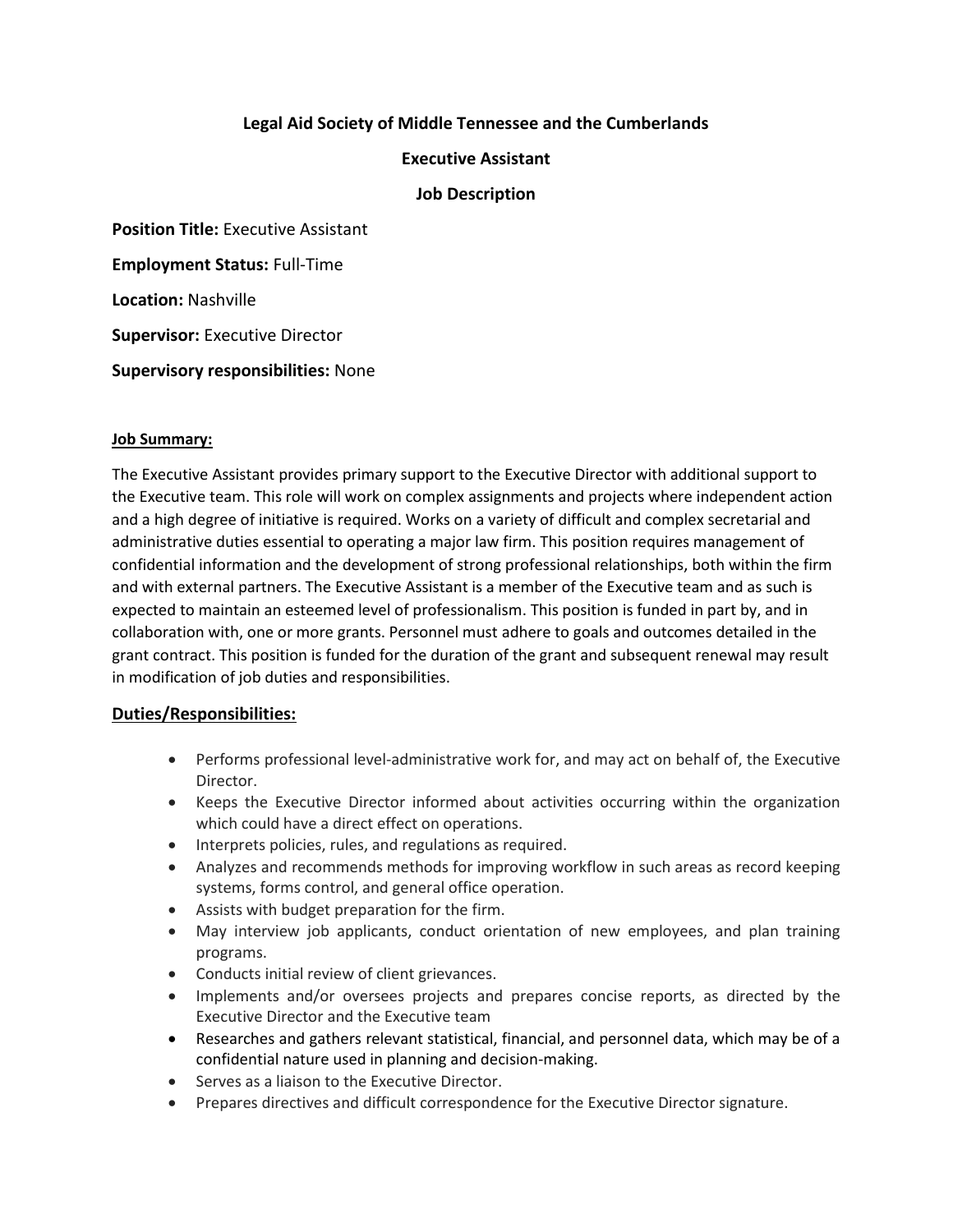**Legal Aid Society of Middle Tennessee and the Cumberlands**

**Executive Assistant**

**Job Description**

**Position Title:** Executive Assistant

**Employment Status:** Full-Time

**Location:** Nashville

**Supervisor:** Executive Director

**Supervisory responsibilities:** None

**Job Summary:**

The Executive Assistant provides primary support to the Executive Director with additional support to the Executive team. This role will work on complex assignments and projects where independent action and a high degree of initiative is required. Works on a variety of difficult and complex secretarial and administrative duties essential to operating a major law firm. This position requires management of confidential information and the development of strong professional relationships, both within the firm and with external partners. The Executive Assistant is a member of the Executive team and as such is expected to maintain an esteemed level of professionalism. This position is funded in part by, and in collaboration with, one or more grants. Personnel must adhere to goals and outcomes detailed in the grant contract. This position is funded for the duration of the grant and subsequent renewal may result in modification of job duties and responsibilities.

## Duties/Responsibilities:

- Performs professional level-administrative work for, and may act on behalf of, the Executive Director.
- Keeps the Executive Director informed about activities occurring within the organization which could have a direct effect on operations.
- Interprets policies, rules, and regulations as required.
- Analyzes and recommends methods for improving workflow in such areas as record keeping systems, forms control, and general office operation.
- Assists with budget preparation for the firm.
- May interview job applicants, conduct orientation of new employees, and plan training programs.
- Conducts initial review of client grievances.
- Implements and/or oversees projects and prepares concise reports, as directed by the Executive Director and the Executive team
- Researches and gathers relevant statistical, financial, and personnel data, which may be of a confidential nature used in planning and decision-making.
- Serves as a liaison to the Executive Director.
- Prepares directives and difficult correspondence for the Executive Director signature.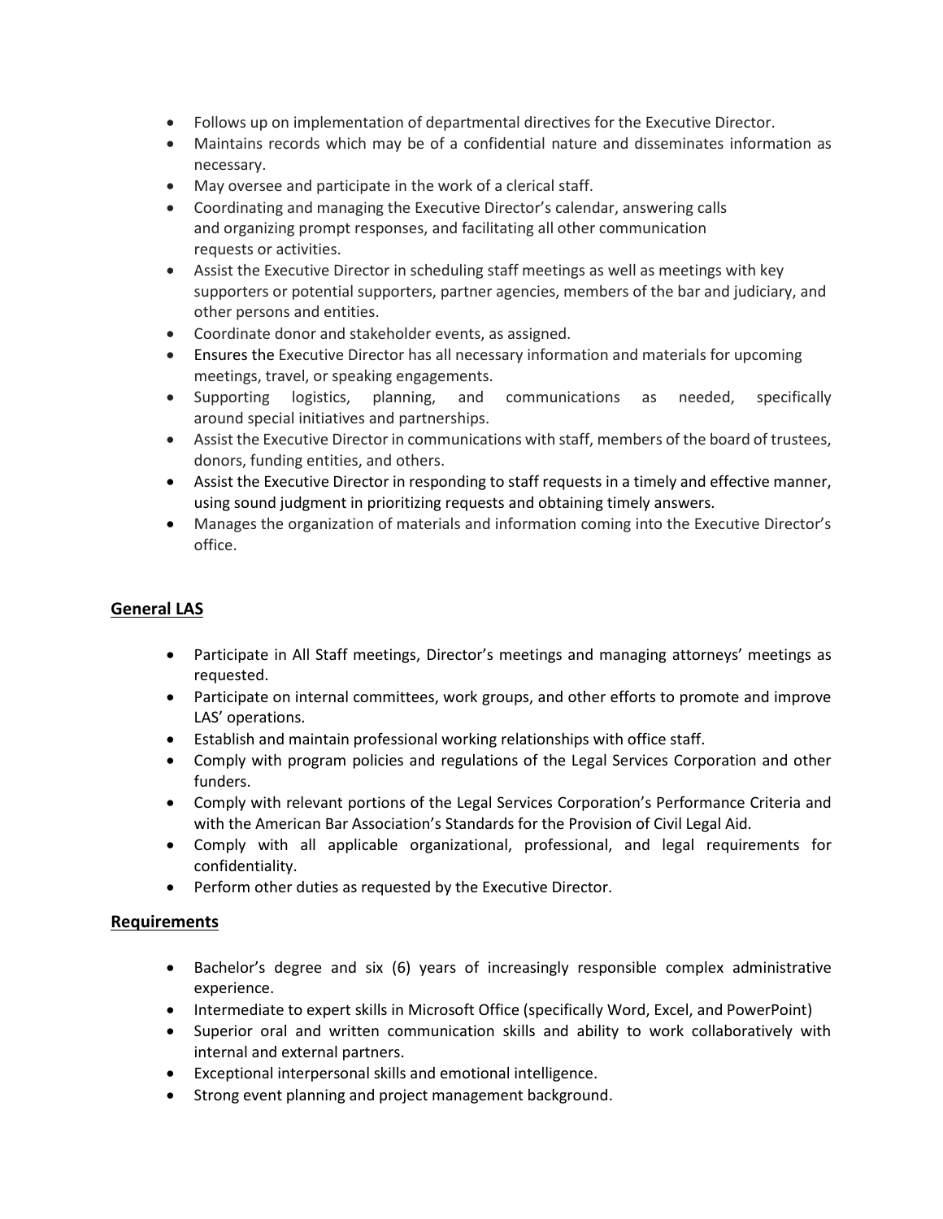- Follows up on implementation of departmental directives for the Executive Director.
- Maintains records which may be of a confidential nature and disseminates information as necessary.
- May oversee and participate in the work of a clerical staff.
- Coordinating and managing the Executive Director's calendar, answering calls and organizing prompt responses, and facilitating all other communication requests or activities.
- Assist the Executive Director in scheduling staff meetings as well as meetings with key supporters or potential supporters, partner agencies, members of the bar and judiciary, and other persons and entities.
- Coordinate donor and stakeholder events, as assigned.
- Ensures the Executive Director has all necessary information and materials for upcoming meetings, travel, or speaking engagements.
- Supporting logistics, planning, and communications as needed, specifically around special initiatives and partnerships.
- Assist the Executive Director in communications with staff, members of the board of trustees, donors, funding entities, and others.
- Assist the Executive Director in responding to staff requests in a timely and effective manner, using sound judgment in prioritizing requests and obtaining timely answers.
- Manages the organization of materials and information coming into the Executive Director's office.

## General LAS

- Participate in All Staff meetings, Director's meetings and managing attorneys' meetings as requested.
- Participate on internal committees, work groups, and other efforts to promote and improve LAS' operations.
- Establish and maintain professional working relationships with office staff.
- Comply with program policies and regulations of the Legal Services Corporation and other funders.
- Comply with relevant portions of the Legal Services Corporation's Performance Criteria and with the American Bar Association's Standards for the Provision of Civil Legal Aid.
- Comply with all applicable organizational, professional, and legal requirements for confidentiality.
- Perform other duties as requested by the Executive Director.

## Requirements

- Bachelor's degree and six (6) years of increasingly responsible complex administrative experience.
- Intermediate to expert skills in Microsoft Office (specifically Word, Excel, and PowerPoint)
- Superior oral and written communication skills and ability to work collaboratively with internal and external partners.
- Exceptional interpersonal skills and emotional intelligence.
- Strong event planning and project management background.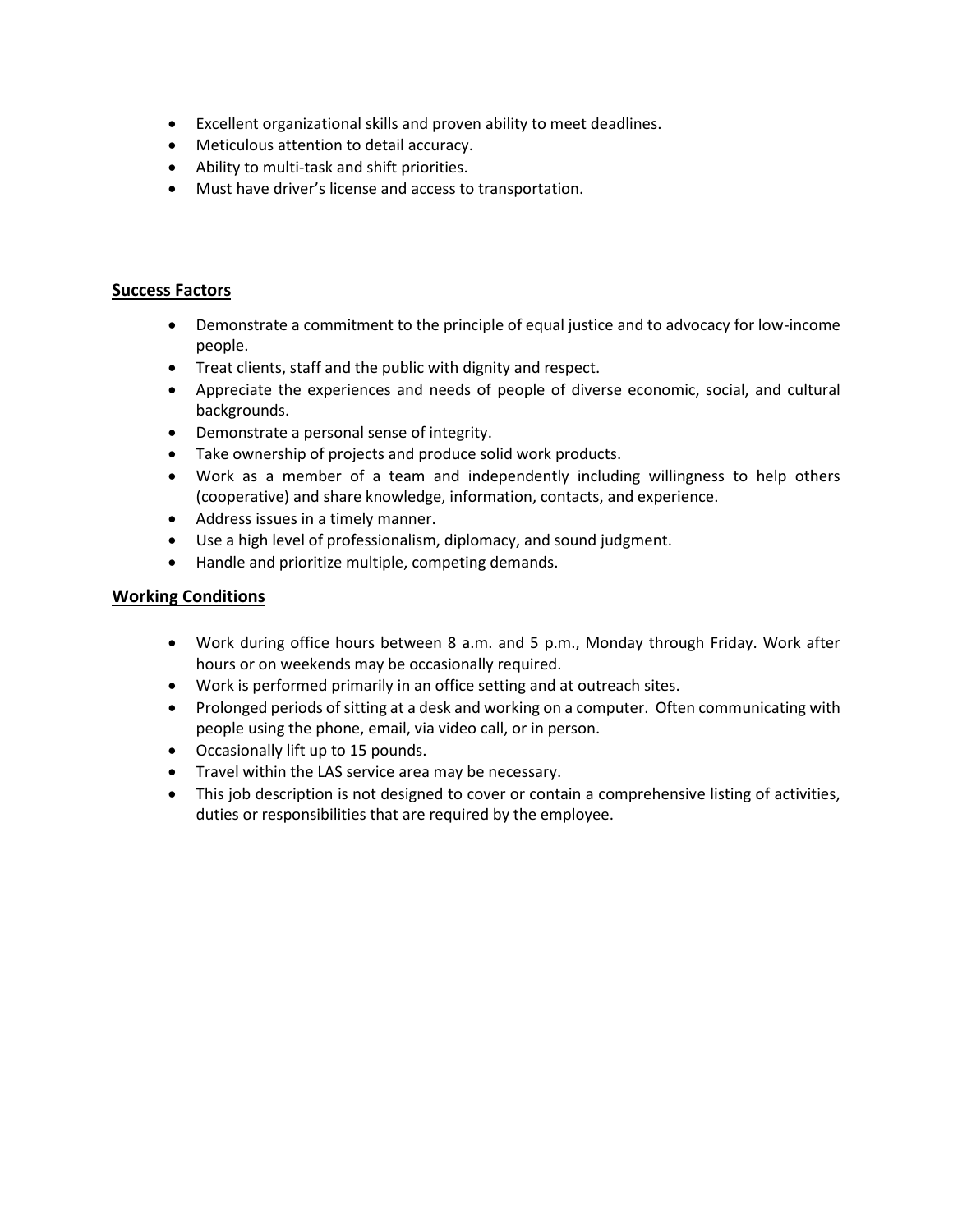- Excellent organizational skills and proven ability to meet deadlines.
- Meticulous attention to detail accuracy.
- Ability to multi-task and shift priorities.
- Must have driver's license and access to transportation.

## Success Factors

- Demonstrate a commitment to the principle of equal justice and to advocacy for low-income people.
- Treat clients, staff and the public with dignity and respect.
- Appreciate the experiences and needs of people of diverse economic, social, and cultural backgrounds.
- Demonstrate a personal sense of integrity.
- Take ownership of projects and produce solid work products.
- Work as a member of a team and independently including willingness to help others (cooperative) and share knowledge, information, contacts, and experience.
- Address issues in a timely manner.
- Use a high level of professionalism, diplomacy, and sound judgment.
- Handle and prioritize multiple, competing demands.

## Working Conditions

- Work during office hours between 8 a.m. and 5 p.m., Monday through Friday. Work after hours or on weekends may be occasionally required.
- Work is performed primarily in an office setting and at outreach sites.
- Prolonged periods of sitting at a desk and working on a computer. Often communicating with people using the phone, email, via video call, or in person.
- Occasionally lift up to 15 pounds.
- Travel within the LAS service area may be necessary.
- This job description is not designed to cover or contain a comprehensive listing of activities, duties or responsibilities that are required by the employee.